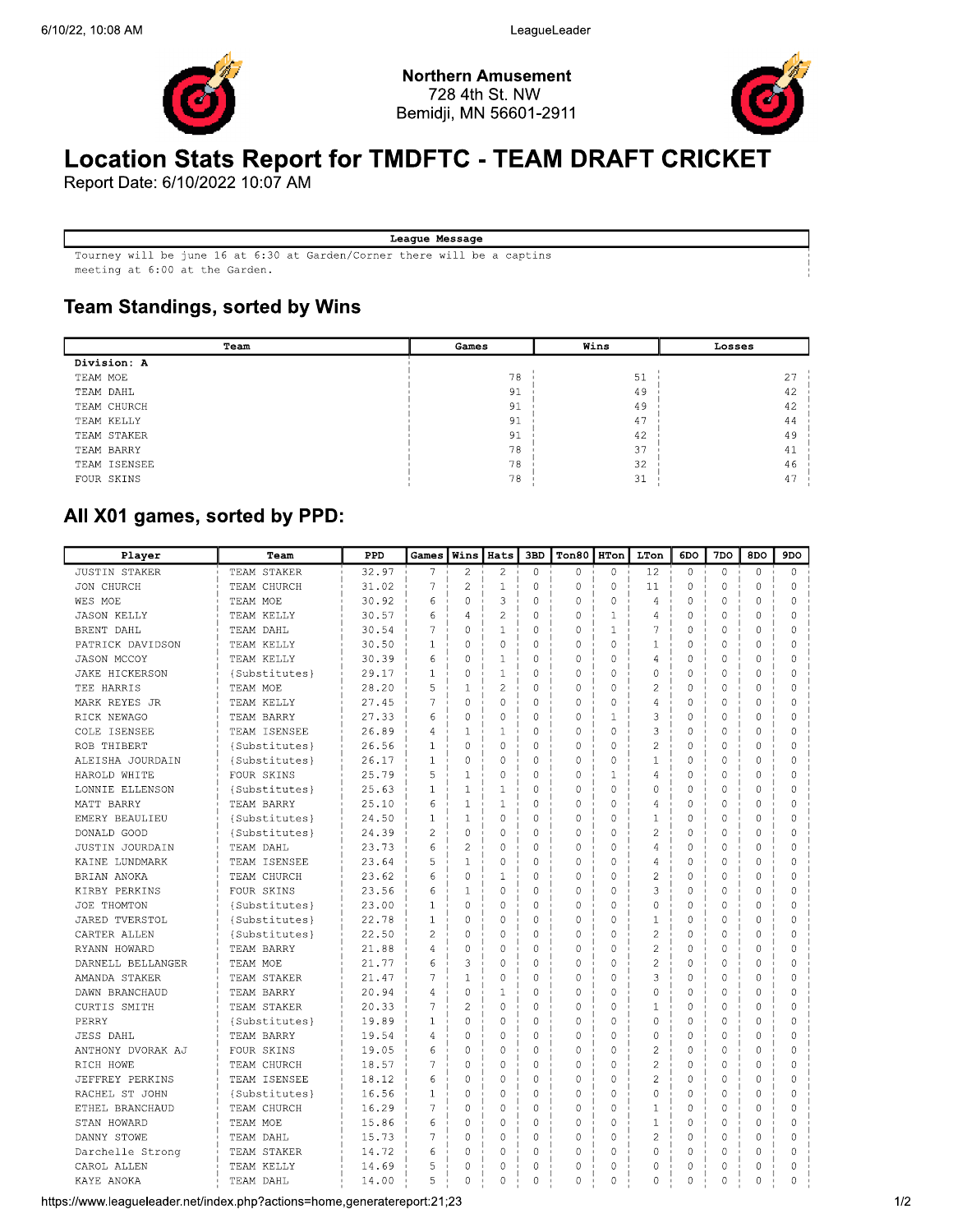**Northern Amusement**
728 4th St. NW
Bemidji, MN 56601-2911

# Location Stats Report for TMDFTC - TEAM DRAFT CRICKET

Report Date: 6/10/2022 10:07 AM

| League Message |
|---|
| Tourney will be june 16 at 6:30 at Garden/Corner there will be a captins meeting at 6:00 at the Garden. |

## Team Standings, sorted by Wins

| Team | Games | Wins | Losses |
|---|---|---|---|
| **Division: A** | | | |
| TEAM MOE | 78 | 51 | 27 |
| TEAM DAHL | 91 | 49 | 42 |
| TEAM CHURCH | 91 | 49 | 42 |
| TEAM KELLY | 91 | 47 | 44 |
| TEAM STAKER | 91 | 42 | 49 |
| TEAM BARRY | 78 | 37 | 41 |
| TEAM ISENSEE | 78 | 32 | 46 |
| FOUR SKINS | 78 | 31 | 47 |

## All X01 games, sorted by PPD:

| Player | Team | PPD | Games | Wins | Hats | 3BD | Ton80 | HTon | LTon | 6DO | 7DO | 8DO | 9DO |
|---|---|---|---|---|---|---|---|---|---|---|---|---|---|
| JUSTIN STAKER | TEAM STAKER | 32.97 | 7 | 2 | 2 | 0 | 0 | 0 | 12 | 0 | 0 | 0 | 0 |
| JON CHURCH | TEAM CHURCH | 31.02 | 7 | 2 | 1 | 0 | 0 | 0 | 11 | 0 | 0 | 0 | 0 |
| WES MOE | TEAM MOE | 30.92 | 6 | 0 | 3 | 0 | 0 | 0 | 4 | 0 | 0 | 0 | 0 |
| JASON KELLY | TEAM KELLY | 30.57 | 6 | 4 | 2 | 0 | 0 | 1 | 4 | 0 | 0 | 0 | 0 |
| BRENT DAHL | TEAM DAHL | 30.54 | 7 | 0 | 1 | 0 | 0 | 1 | 7 | 0 | 0 | 0 | 0 |
| PATRICK DAVIDSON | TEAM KELLY | 30.50 | 1 | 0 | 0 | 0 | 0 | 0 | 1 | 0 | 0 | 0 | 0 |
| JASON MCCOY | TEAM KELLY | 30.39 | 6 | 0 | 1 | 0 | 0 | 0 | 4 | 0 | 0 | 0 | 0 |
| JAKE HICKERSON | {Substitutes} | 29.17 | 1 | 0 | 1 | 0 | 0 | 0 | 0 | 0 | 0 | 0 | 0 |
| TEE HARRIS | TEAM MOE | 28.20 | 5 | 1 | 2 | 0 | 0 | 0 | 2 | 0 | 0 | 0 | 0 |
| MARK REYES JR | TEAM KELLY | 27.45 | 7 | 0 | 0 | 0 | 0 | 0 | 4 | 0 | 0 | 0 | 0 |
| RICK NEWAGO | TEAM BARRY | 27.33 | 6 | 0 | 0 | 0 | 0 | 1 | 3 | 0 | 0 | 0 | 0 |
| COLE ISENSEE | TEAM ISENSEE | 26.89 | 4 | 1 | 1 | 0 | 0 | 0 | 3 | 0 | 0 | 0 | 0 |
| ROB THIBERT | {Substitutes} | 26.56 | 1 | 0 | 0 | 0 | 0 | 0 | 2 | 0 | 0 | 0 | 0 |
| ALEISHA JOURDAIN | {Substitutes} | 26.17 | 1 | 0 | 0 | 0 | 0 | 0 | 1 | 0 | 0 | 0 | 0 |
| HAROLD WHITE | FOUR SKINS | 25.79 | 5 | 1 | 0 | 0 | 0 | 1 | 4 | 0 | 0 | 0 | 0 |
| LONNIE ELLENSON | {Substitutes} | 25.63 | 1 | 1 | 1 | 0 | 0 | 0 | 0 | 0 | 0 | 0 | 0 |
| MATT BARRY | TEAM BARRY | 25.10 | 6 | 1 | 1 | 0 | 0 | 0 | 4 | 0 | 0 | 0 | 0 |
| EMERY BEAULIEU | {Substitutes} | 24.50 | 1 | 1 | 0 | 0 | 0 | 0 | 1 | 0 | 0 | 0 | 0 |
| DONALD GOOD | {Substitutes} | 24.39 | 2 | 0 | 0 | 0 | 0 | 0 | 2 | 0 | 0 | 0 | 0 |
| JUSTIN JOURDAIN | TEAM DAHL | 23.73 | 6 | 2 | 0 | 0 | 0 | 0 | 4 | 0 | 0 | 0 | 0 |
| KAINE LUNDMARK | TEAM ISENSEE | 23.64 | 5 | 1 | 0 | 0 | 0 | 0 | 4 | 0 | 0 | 0 | 0 |
| BRIAN ANOKA | TEAM CHURCH | 23.62 | 6 | 0 | 1 | 0 | 0 | 0 | 2 | 0 | 0 | 0 | 0 |
| KIRBY PERKINS | FOUR SKINS | 23.56 | 6 | 1 | 0 | 0 | 0 | 0 | 3 | 0 | 0 | 0 | 0 |
| JOE THOMTON | {Substitutes} | 23.00 | 1 | 0 | 0 | 0 | 0 | 0 | 0 | 0 | 0 | 0 | 0 |
| JARED TVERSTOL | {Substitutes} | 22.78 | 1 | 0 | 0 | 0 | 0 | 0 | 1 | 0 | 0 | 0 | 0 |
| CARTER ALLEN | {Substitutes} | 22.50 | 2 | 0 | 0 | 0 | 0 | 0 | 2 | 0 | 0 | 0 | 0 |
| RYANN HOWARD | TEAM BARRY | 21.88 | 4 | 0 | 0 | 0 | 0 | 0 | 2 | 0 | 0 | 0 | 0 |
| DARNELL BELLANGER | TEAM MOE | 21.77 | 6 | 3 | 0 | 0 | 0 | 0 | 2 | 0 | 0 | 0 | 0 |
| AMANDA STAKER | TEAM STAKER | 21.47 | 7 | 1 | 0 | 0 | 0 | 0 | 3 | 0 | 0 | 0 | 0 |
| DAWN BRANCHAUD | TEAM BARRY | 20.94 | 4 | 0 | 1 | 0 | 0 | 0 | 0 | 0 | 0 | 0 | 0 |
| CURTIS SMITH | TEAM STAKER | 20.33 | 7 | 2 | 0 | 0 | 0 | 0 | 1 | 0 | 0 | 0 | 0 |
| PERRY | {Substitutes} | 19.89 | 1 | 0 | 0 | 0 | 0 | 0 | 0 | 0 | 0 | 0 | 0 |
| JESS DAHL | TEAM BARRY | 19.54 | 4 | 0 | 0 | 0 | 0 | 0 | 0 | 0 | 0 | 0 | 0 |
| ANTHONY DVORAK AJ | FOUR SKINS | 19.05 | 6 | 0 | 0 | 0 | 0 | 0 | 2 | 0 | 0 | 0 | 0 |
| RICH HOWE | TEAM CHURCH | 18.57 | 7 | 0 | 0 | 0 | 0 | 0 | 2 | 0 | 0 | 0 | 0 |
| JEFFREY PERKINS | TEAM ISENSEE | 18.12 | 6 | 0 | 0 | 0 | 0 | 0 | 2 | 0 | 0 | 0 | 0 |
| RACHEL ST JOHN | {Substitutes} | 16.56 | 1 | 0 | 0 | 0 | 0 | 0 | 0 | 0 | 0 | 0 | 0 |
| ETHEL BRANCHAUD | TEAM CHURCH | 16.29 | 7 | 0 | 0 | 0 | 0 | 0 | 1 | 0 | 0 | 0 | 0 |
| STAN HOWARD | TEAM MOE | 15.86 | 6 | 0 | 0 | 0 | 0 | 0 | 1 | 0 | 0 | 0 | 0 |
| DANNY STOWE | TEAM DAHL | 15.73 | 7 | 0 | 0 | 0 | 0 | 0 | 2 | 0 | 0 | 0 | 0 |
| Darchelle Strong | TEAM STAKER | 14.72 | 6 | 0 | 0 | 0 | 0 | 0 | 0 | 0 | 0 | 0 | 0 |
| CAROL ALLEN | TEAM KELLY | 14.69 | 5 | 0 | 0 | 0 | 0 | 0 | 0 | 0 | 0 | 0 | 0 |
| KAYE ANOKA | TEAM DAHL | 14.00 | 5 | 0 | 0 | 0 | 0 | 0 | 0 | 0 | 0 | 0 | 0 |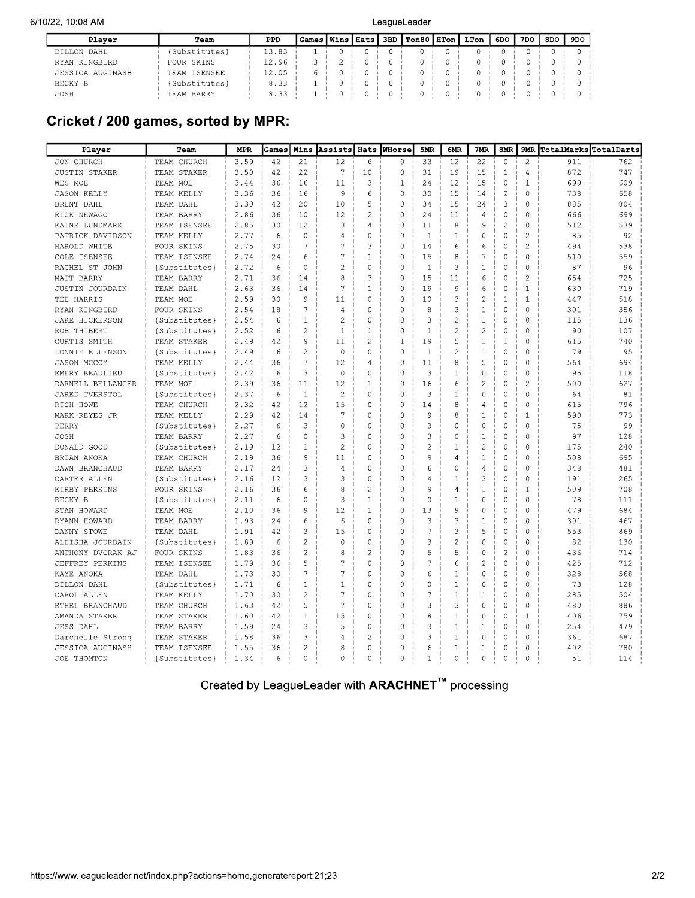| Player | Team | PPD | Games | Wins | Hats | 3BD | Ton80 | HTon | LTon | 6DO | 7DO | 8DO | 9DO |
|---|---|---|---|---|---|---|---|---|---|---|---|---|---|
| DILLON DAHL | {Substitutes} | 13.83 | 1 | 0 | 0 | 0 | 0 | 0 | 0 | 0 | 0 | 0 | 0 |
| RYAN KINGBIRD | FOUR SKINS | 12.96 | 3 | 2 | 0 | 0 | 0 | 0 | 0 | 0 | 0 | 0 | 0 |
| JESSICA AUGINASH | TEAM ISENSEE | 12.05 | 6 | 0 | 0 | 0 | 0 | 0 | 0 | 0 | 0 | 0 | 0 |
| BECKY B | {Substitutes} | 8.33 | 1 | 0 | 0 | 0 | 0 | 0 | 0 | 0 | 0 | 0 | 0 |
| JOSH | TEAM BARRY | 8.33 | 1 | 0 | 0 | 0 | 0 | 0 | 0 | 0 | 0 | 0 | 0 |

## Cricket / 200 games, sorted by MPR:

| Player | Team | MPR | Games | Wins | Assists | Hats | WHorse | 5MR | 6MR | 7MR | 8MR | 9MR | TotalMarks | TotalDarts |
|---|---|---|---|---|---|---|---|---|---|---|---|---|---|---|
| JON CHURCH | TEAM CHURCH | 3.59 | 42 | 21 | 12 | 6 | 0 | 33 | 12 | 22 | 0 | 2 | 911 | 762 |
| JUSTIN STAKER | TEAM STAKER | 3.50 | 42 | 22 | 7 | 10 | 0 | 31 | 19 | 15 | 1 | 4 | 872 | 747 |
| WES MOE | TEAM MOE | 3.44 | 36 | 16 | 11 | 3 | 1 | 24 | 12 | 15 | 0 | 1 | 699 | 609 |
| JASON KELLY | TEAM KELLY | 3.36 | 36 | 16 | 9 | 6 | 0 | 30 | 15 | 14 | 2 | 0 | 738 | 658 |
| BRENT DAHL | TEAM DAHL | 3.30 | 42 | 20 | 10 | 5 | 0 | 34 | 15 | 24 | 3 | 0 | 885 | 804 |
| RICK NEWAGO | TEAM BARRY | 2.86 | 36 | 10 | 12 | 2 | 0 | 24 | 11 | 4 | 0 | 0 | 666 | 699 |
| KAINE LUNDMARK | TEAM ISENSEE | 2.85 | 30 | 12 | 3 | 4 | 0 | 11 | 8 | 9 | 2 | 0 | 512 | 539 |
| PATRICK DAVIDSON | TEAM KELLY | 2.77 | 6 | 0 | 4 | 0 | 0 | 1 | 1 | 0 | 0 | 2 | 85 | 92 |
| HAROLD WHITE | FOUR SKINS | 2.75 | 30 | 7 | 7 | 3 | 0 | 14 | 6 | 6 | 0 | 2 | 494 | 538 |
| COLE ISENSEE | TEAM ISENSEE | 2.74 | 24 | 6 | 7 | 1 | 0 | 15 | 8 | 7 | 0 | 0 | 510 | 559 |
| RACHEL ST JOHN | {Substitutes} | 2.72 | 6 | 0 | 2 | 0 | 0 | 1 | 3 | 1 | 0 | 0 | 87 | 96 |
| MATT BARRY | TEAM BARRY | 2.71 | 36 | 14 | 8 | 3 | 0 | 15 | 11 | 6 | 0 | 2 | 654 | 725 |
| JUSTIN JOURDAIN | TEAM DAHL | 2.63 | 36 | 14 | 7 | 1 | 0 | 19 | 9 | 6 | 0 | 1 | 630 | 719 |
| TEE HARRIS | TEAM MOE | 2.59 | 30 | 9 | 11 | 0 | 0 | 10 | 3 | 2 | 1 | 1 | 447 | 518 |
| RYAN KINGBIRD | FOUR SKINS | 2.54 | 18 | 7 | 4 | 0 | 0 | 8 | 3 | 1 | 0 | 0 | 301 | 356 |
| JAKE HICKERSON | {Substitutes} | 2.54 | 6 | 1 | 2 | 0 | 0 | 3 | 2 | 1 | 0 | 0 | 115 | 136 |
| ROB THIBERT | {Substitutes} | 2.52 | 6 | 2 | 1 | 1 | 0 | 1 | 2 | 2 | 0 | 0 | 90 | 107 |
| CURTIS SMITH | TEAM STAKER | 2.49 | 42 | 9 | 11 | 2 | 1 | 19 | 5 | 1 | 1 | 0 | 615 | 740 |
| LONNIE ELLENSON | {Substitutes} | 2.49 | 6 | 2 | 0 | 0 | 0 | 1 | 2 | 1 | 0 | 0 | 79 | 95 |
| JASON MCCOY | TEAM KELLY | 2.44 | 36 | 7 | 12 | 4 | 0 | 11 | 8 | 5 | 0 | 0 | 564 | 694 |
| EMERY BEAULIEU | {Substitutes} | 2.42 | 6 | 3 | 0 | 0 | 0 | 3 | 1 | 0 | 0 | 0 | 95 | 118 |
| DARNELL BELLANGER | TEAM MOE | 2.39 | 36 | 11 | 12 | 1 | 0 | 16 | 6 | 2 | 0 | 2 | 500 | 627 |
| JARED TVERSTOL | {Substitutes} | 2.37 | 6 | 1 | 2 | 0 | 0 | 3 | 1 | 0 | 0 | 0 | 64 | 81 |
| RICH HOWE | TEAM CHURCH | 2.32 | 42 | 12 | 15 | 0 | 0 | 14 | 8 | 4 | 0 | 0 | 615 | 796 |
| MARK REYES JR | TEAM KELLY | 2.29 | 42 | 14 | 7 | 0 | 0 | 9 | 8 | 1 | 0 | 1 | 590 | 773 |
| PERRY | {Substitutes} | 2.27 | 6 | 3 | 0 | 0 | 0 | 3 | 0 | 0 | 0 | 0 | 75 | 99 |
| JOSH | TEAM BARRY | 2.27 | 6 | 0 | 3 | 0 | 0 | 3 | 0 | 1 | 0 | 0 | 97 | 128 |
| DONALD GOOD | {Substitutes} | 2.19 | 12 | 1 | 2 | 0 | 0 | 2 | 1 | 2 | 0 | 0 | 175 | 240 |
| BRIAN ANOKA | TEAM CHURCH | 2.19 | 36 | 9 | 11 | 0 | 0 | 9 | 4 | 1 | 0 | 0 | 508 | 695 |
| DAWN BRANCHAUD | TEAM BARRY | 2.17 | 24 | 3 | 4 | 0 | 0 | 6 | 0 | 4 | 0 | 0 | 348 | 481 |
| CARTER ALLEN | {Substitutes} | 2.16 | 12 | 3 | 3 | 0 | 0 | 4 | 1 | 3 | 0 | 0 | 191 | 265 |
| KIRBY PERKINS | FOUR SKINS | 2.16 | 36 | 6 | 8 | 2 | 0 | 9 | 4 | 1 | 0 | 1 | 509 | 708 |
| BECKY B | {Substitutes} | 2.11 | 6 | 0 | 3 | 1 | 0 | 0 | 1 | 0 | 0 | 0 | 78 | 111 |
| STAN HOWARD | TEAM MOE | 2.10 | 36 | 9 | 12 | 1 | 0 | 13 | 9 | 0 | 0 | 0 | 479 | 684 |
| RYANN HOWARD | TEAM BARRY | 1.93 | 24 | 6 | 6 | 0 | 0 | 3 | 3 | 1 | 0 | 0 | 301 | 467 |
| DANNY STOWE | TEAM DAHL | 1.91 | 42 | 3 | 15 | 0 | 0 | 7 | 3 | 5 | 0 | 0 | 553 | 869 |
| ALEISHA JOURDAIN | {Substitutes} | 1.89 | 6 | 2 | 0 | 0 | 0 | 3 | 2 | 0 | 0 | 0 | 82 | 130 |
| ANTHONY DVORAK AJ | FOUR SKINS | 1.83 | 36 | 2 | 8 | 2 | 0 | 5 | 5 | 0 | 2 | 0 | 436 | 714 |
| JEFFREY PERKINS | TEAM ISENSEE | 1.79 | 36 | 5 | 7 | 0 | 0 | 7 | 6 | 2 | 0 | 0 | 425 | 712 |
| KAYE ANOKA | TEAM DAHL | 1.73 | 30 | 7 | 7 | 0 | 0 | 6 | 1 | 0 | 0 | 0 | 328 | 568 |
| DILLON DAHL | {Substitutes} | 1.71 | 6 | 1 | 1 | 0 | 0 | 0 | 1 | 0 | 0 | 0 | 73 | 128 |
| CAROL ALLEN | TEAM KELLY | 1.70 | 30 | 2 | 7 | 0 | 0 | 7 | 1 | 1 | 0 | 0 | 285 | 504 |
| ETHEL BRANCHAUD | TEAM CHURCH | 1.63 | 42 | 5 | 7 | 0 | 0 | 3 | 3 | 0 | 0 | 0 | 480 | 886 |
| AMANDA STAKER | TEAM STAKER | 1.60 | 42 | 1 | 15 | 0 | 0 | 8 | 1 | 0 | 0 | 1 | 406 | 759 |
| JESS DAHL | TEAM BARRY | 1.59 | 24 | 3 | 5 | 0 | 0 | 3 | 1 | 1 | 0 | 0 | 254 | 479 |
| Darchelle Strong | TEAM STAKER | 1.58 | 36 | 3 | 4 | 2 | 0 | 3 | 1 | 0 | 0 | 0 | 361 | 687 |
| JESSICA AUGINASH | TEAM ISENSEE | 1.55 | 36 | 2 | 8 | 0 | 0 | 6 | 1 | 1 | 0 | 0 | 402 | 780 |
| JOE THOMTON | {Substitutes} | 1.34 | 6 | 0 | 0 | 0 | 0 | 1 | 0 | 0 | 0 | 0 | 51 | 114 |

Created by LeagueLeader with **ARACHNET™** processing